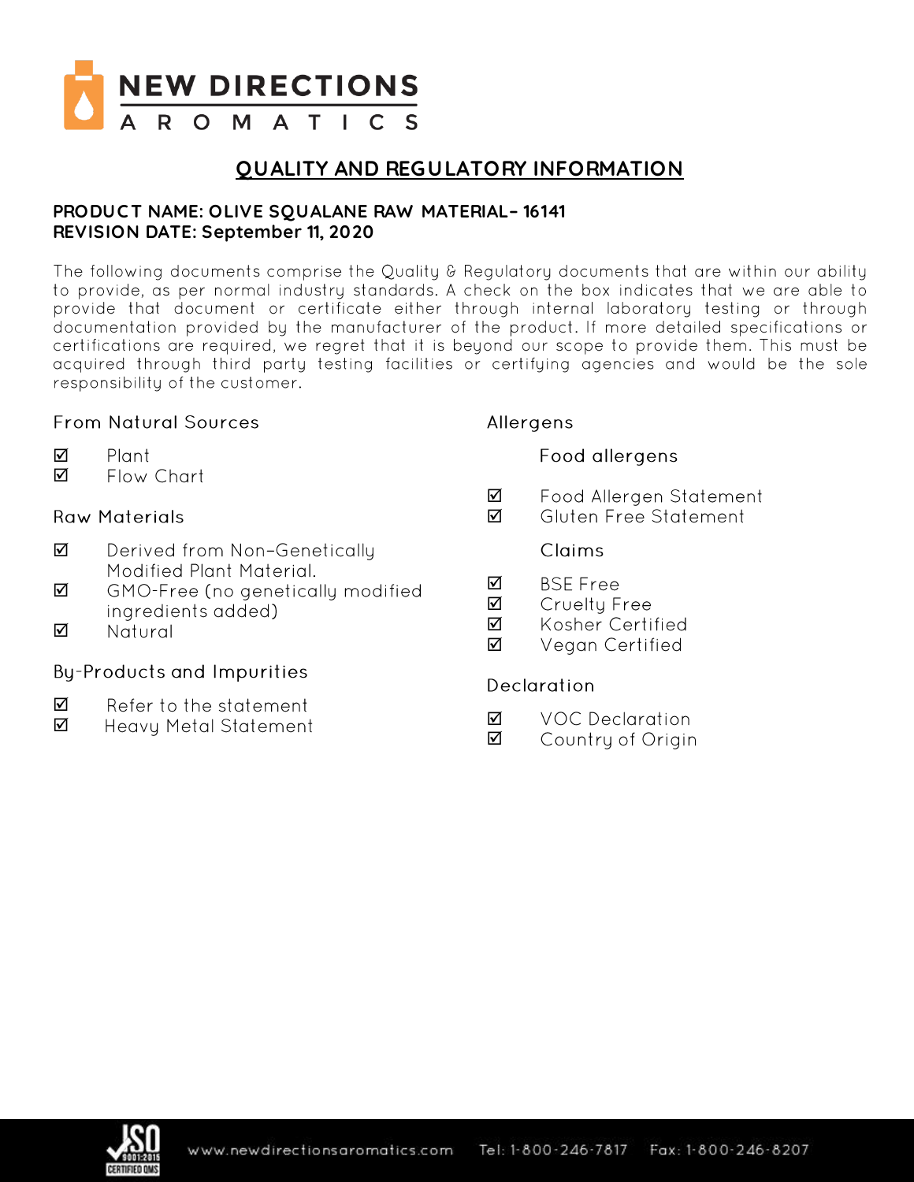# NEW DIRECTIONS AROMATICS

## QUALITY AND REGULATORY INFORMATION

**PRODUCT NAME: OLIVE SQUALANE RAW MATERIAL– 16141**
**REVISION DATE: September 11, 2020**

The following documents comprise the Quality & Regulatory documents that are within our ability to provide, as per normal industry standards. A check on the box indicates that we are able to provide that document or certificate either through internal laboratory testing or through documentation provided by the manufacturer of the product. If more detailed specifications or certifications are required, we regret that it is beyond our scope to provide them. This must be acquired through third party testing facilities or certifying agencies and would be the sole responsibility of the customer.

### From Natural Sources

- ☑ Plant
- ☑ Flow Chart

### Raw Materials

- ☑ Derived from Non-Genetically Modified Plant Material.
- ☑ GMO-Free (no genetically modified ingredients added)
- ☑ Natural

### By-Products and Impurities

- ☑ Refer to the statement
- ☑ Heavy Metal Statement

### Allergens

#### Food allergens

- ☑ Food Allergen Statement
- ☑ Gluten Free Statement

#### Claims

- ☑ BSE Free
- ☑ Cruelty Free
- ☑ Kosher Certified
- ☑ Vegan Certified

### Declaration

- ☑ VOC Declaration
- ☑ Country of Origin

www.newdirectionsaromatics.com Tel: 1-800-246-7817 Fax: 1-800-246-8207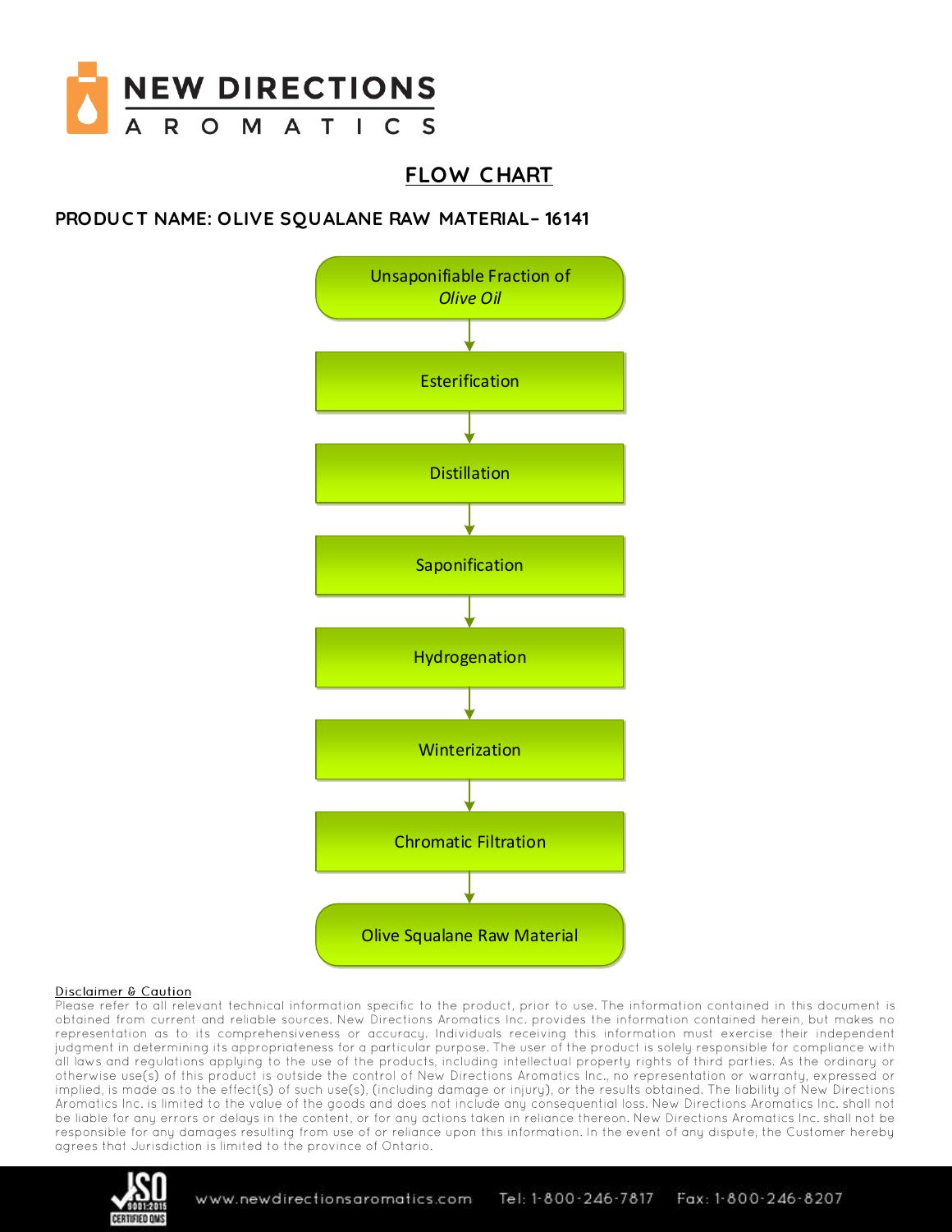## FLOW CHART

**PRODUCT NAME: OLIVE SQUALANE RAW MATERIAL– 16141**

Unsaponifiable Fraction of *Olive Oil*

↓

Esterification

↓

Distillation

↓

Saponification

↓

Hydrogenation

↓

Winterization

↓

Chromatic Filtration

↓

Olive Squalane Raw Material

Disclaimer & Caution

Please refer to all relevant technical information specific to the product, prior to use. The information contained in this document is obtained from current and reliable sources. New Directions Aromatics Inc. provides the information contained herein, but makes no representation as to its comprehensiveness or accuracy. Individuals receiving this information must exercise their independent judgment in determining its appropriateness for a particular purpose. The user of the product is solely responsible for compliance with all laws and regulations applying to the use of the products, including intellectual property rights of third parties. As the ordinary or otherwise use(s) of this product is outside the control of New Directions Aromatics Inc., no representation or warranty, expressed or implied, is made as to the effect(s) of such use(s), (including damage or injury), or the results obtained. The liability of New Directions Aromatics Inc. is limited to the value of the goods and does not include any consequential loss. New Directions Aromatics Inc. shall not be liable for any errors or delays in the content, or for any actions taken in reliance thereon. New Directions Aromatics Inc. shall not be responsible for any damages resulting from use of or reliance upon this information. In the event of any dispute, the Customer hereby agrees that Jurisdiction is limited to the province of Ontario.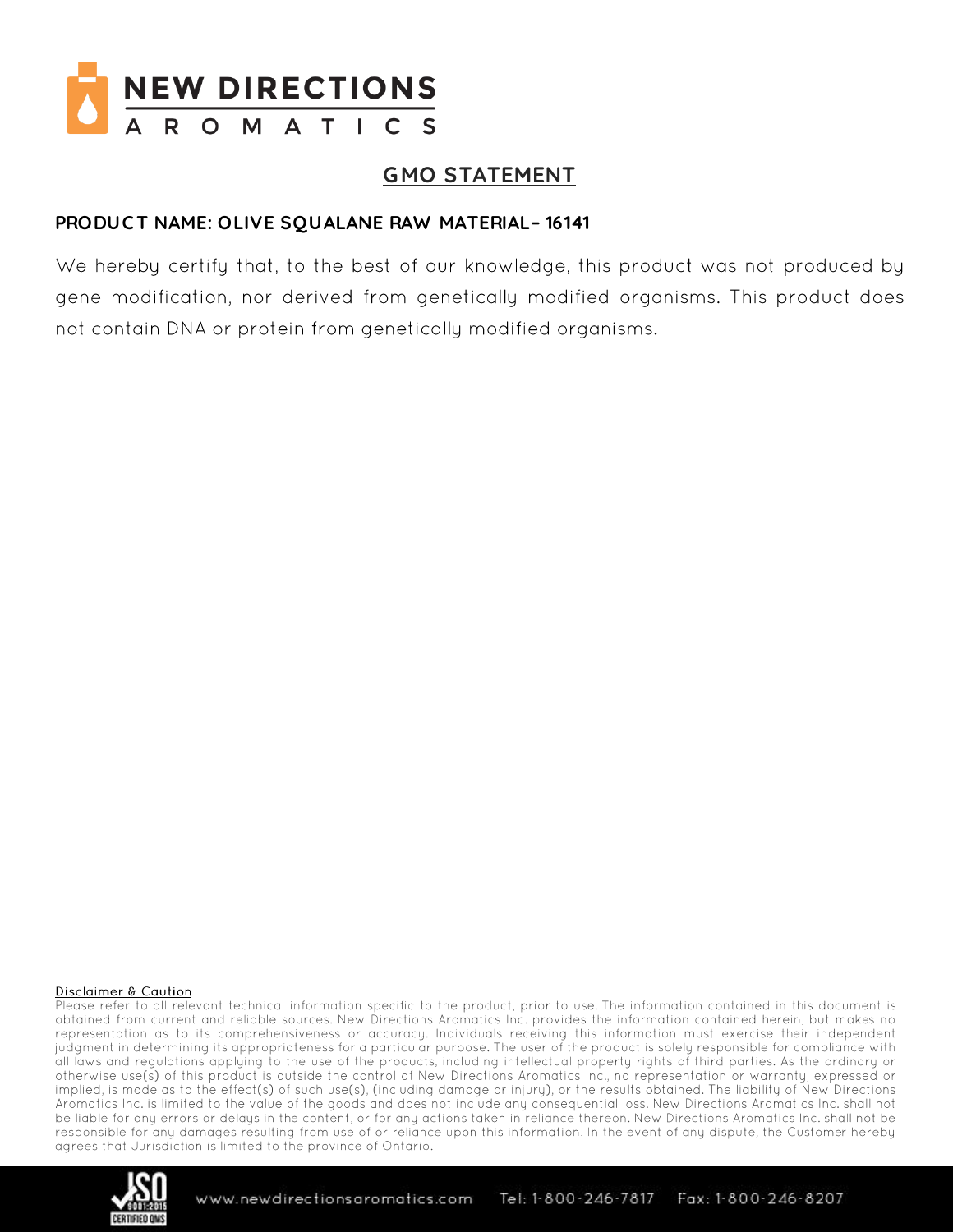# NEW DIRECTIONS AROMATICS

## GMO STATEMENT

**PRODUCT NAME: OLIVE SQUALANE RAW MATERIAL– 16141**

We hereby certify that, to the best of our knowledge, this product was not produced by gene modification, nor derived from genetically modified organisms. This product does not contain DNA or protein from genetically modified organisms.

Disclaimer & Caution

Please refer to all relevant technical information specific to the product, prior to use. The information contained in this document is obtained from current and reliable sources. New Directions Aromatics Inc. provides the information contained herein, but makes no representation as to its comprehensiveness or accuracy. Individuals receiving this information must exercise their independent judgment in determining its appropriateness for a particular purpose. The user of the product is solely responsible for compliance with all laws and regulations applying to the use of the products, including intellectual property rights of third parties. As the ordinary or otherwise use(s) of this product is outside the control of New Directions Aromatics Inc., no representation or warranty, expressed or implied, is made as to the effect(s) of such use(s), (including damage or injury), or the results obtained. The liability of New Directions Aromatics Inc. is limited to the value of the goods and does not include any consequential loss. New Directions Aromatics Inc. shall not be liable for any errors or delays in the content, or for any actions taken in reliance thereon. New Directions Aromatics Inc. shall not be responsible for any damages resulting from use of or reliance upon this information. In the event of any dispute, the Customer hereby agrees that Jurisdiction is limited to the province of Ontario.

ISO 9001:2015 CERTIFIED QMS

www.newdirectionsaromatics.com Tel: 1-800-246-7817 Fax: 1-800-246-8207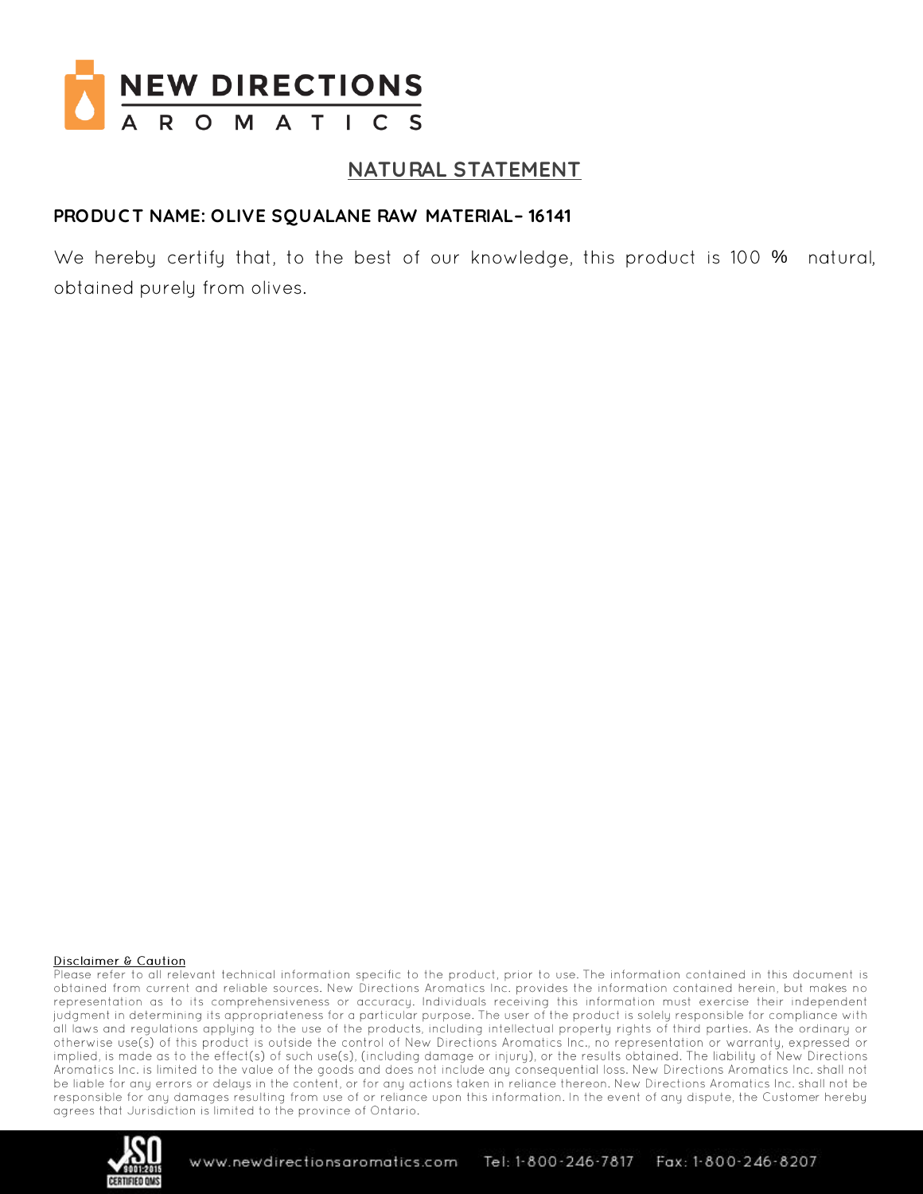# NEW DIRECTIONS AROMATICS

## NATURAL STATEMENT

**PRODUCT NAME: OLIVE SQUALANE RAW MATERIAL– 16141**

We hereby certify that, to the best of our knowledge, this product is 100 % natural, obtained purely from olives.

**Disclaimer & Caution**

Please refer to all relevant technical information specific to the product, prior to use. The information contained in this document is obtained from current and reliable sources. New Directions Aromatics Inc. provides the information contained herein, but makes no representation as to its comprehensiveness or accuracy. Individuals receiving this information must exercise their independent judgment in determining its appropriateness for a particular purpose. The user of the product is solely responsible for compliance with all laws and regulations applying to the use of the products, including intellectual property rights of third parties. As the ordinary or otherwise use(s) of this product is outside the control of New Directions Aromatics Inc., no representation or warranty, expressed or implied, is made as to the effect(s) of such use(s), (including damage or injury), or the results obtained. The liability of New Directions Aromatics Inc. is limited to the value of the goods and does not include any consequential loss. New Directions Aromatics Inc. shall not be liable for any errors or delays in the content, or for any actions taken in reliance thereon. New Directions Aromatics Inc. shall not be responsible for any damages resulting from use of or reliance upon this information. In the event of any dispute, the Customer hereby agrees that Jurisdiction is limited to the province of Ontario.

ISO 9001:2015 CERTIFIED QMS

www.newdirectionsaromatics.com Tel: 1-800-246-7817 Fax: 1-800-246-8207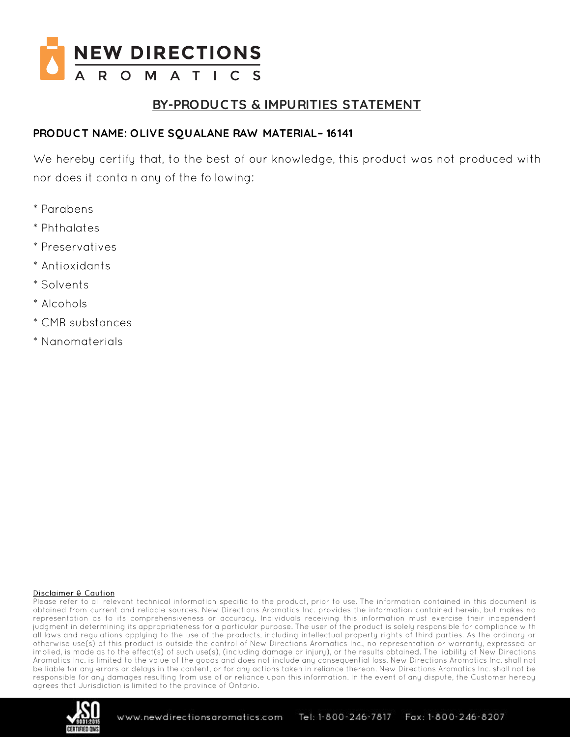# BY-PRODUCTS & IMPURITIES STATEMENT

**PRODUCT NAME: OLIVE SQUALANE RAW MATERIAL– 16141**

We hereby certify that, to the best of our knowledge, this product was not produced with nor does it contain any of the following:

* Parabens
* Phthalates
* Preservatives
* Antioxidants
* Solvents
* Alcohols
* CMR substances
* Nanomaterials

Disclaimer & Caution

Please refer to all relevant technical information specific to the product, prior to use. The information contained in this document is obtained from current and reliable sources. New Directions Aromatics Inc. provides the information contained herein, but makes no representation as to its comprehensiveness or accuracy. Individuals receiving this information must exercise their independent judgment in determining its appropriateness for a particular purpose. The user of the product is solely responsible for compliance with all laws and regulations applying to the use of the products, including intellectual property rights of third parties. As the ordinary or otherwise use(s) of this product is outside the control of New Directions Aromatics Inc., no representation or warranty, expressed or implied, is made as to the effect(s) of such use(s), (including damage or injury), or the results obtained. The liability of New Directions Aromatics Inc. is limited to the value of the goods and does not include any consequential loss. New Directions Aromatics Inc. shall not be liable for any errors or delays in the content, or for any actions taken in reliance thereon. New Directions Aromatics Inc. shall not be responsible for any damages resulting from use of or reliance upon this information. In the event of any dispute, the Customer hereby agrees that Jurisdiction is limited to the province of Ontario.

www.newdirectionsaromatics.com Tel: 1-800-246-7817 Fax: 1-800-246-8207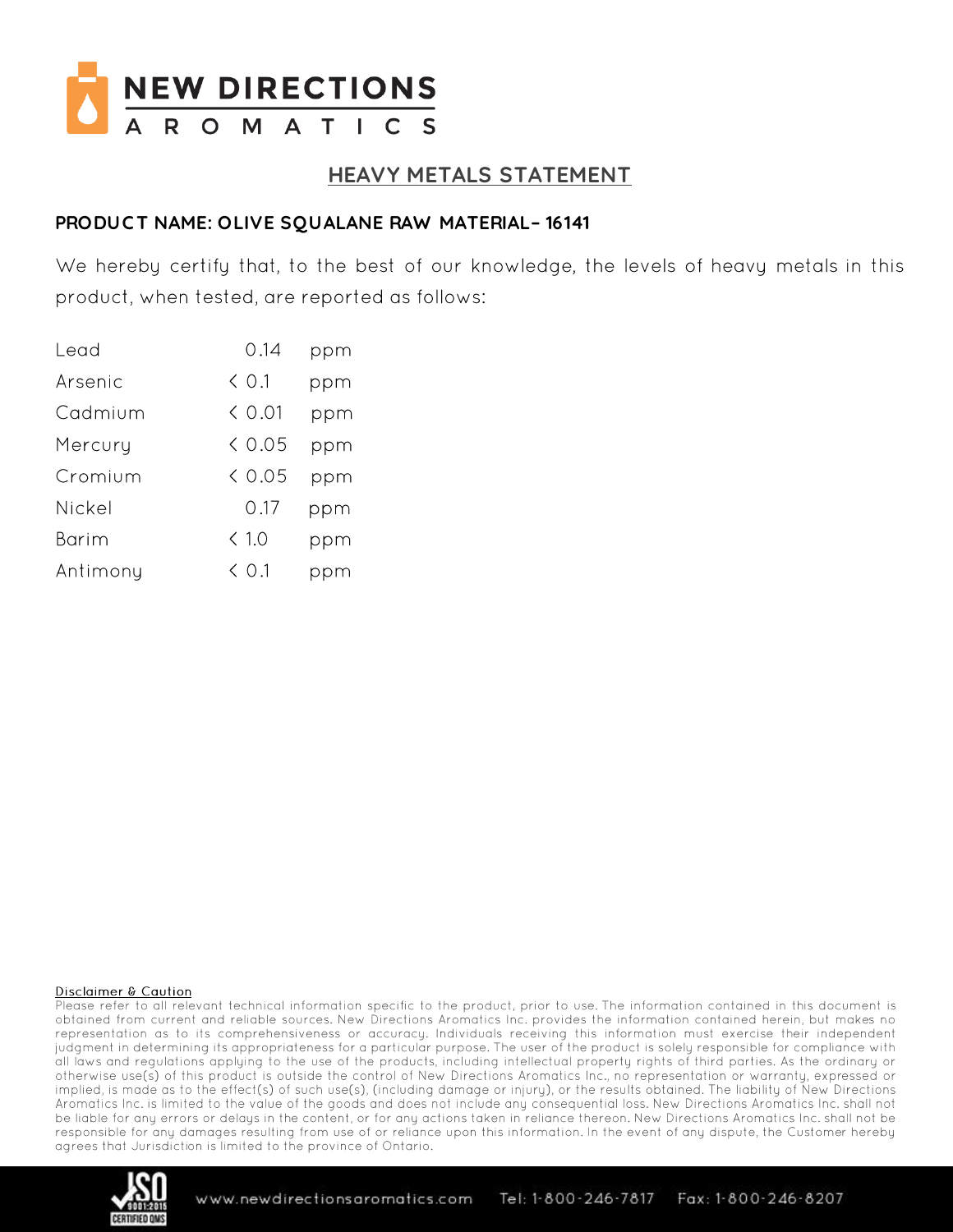## HEAVY METALS STATEMENT

**PRODUCT NAME: OLIVE SQUALANE RAW MATERIAL– 16141**

We hereby certify that, to the best of our knowledge, the levels of heavy metals in this product, when tested, are reported as follows:

| | | |
|---|---|---|
| Lead | 0.14 | ppm |
| Arsenic | < 0.1 | ppm |
| Cadmium | < 0.01 | ppm |
| Mercury | < 0.05 | ppm |
| Cromium | < 0.05 | ppm |
| Nickel | 0.17 | ppm |
| Barim | < 1.0 | ppm |
| Antimony | < 0.1 | ppm |

**Disclaimer & Caution**

Please refer to all relevant technical information specific to the product, prior to use. The information contained in this document is obtained from current and reliable sources. New Directions Aromatics Inc. provides the information contained herein, but makes no representation as to its comprehensiveness or accuracy. Individuals receiving this information must exercise their independent judgment in determining its appropriateness for a particular purpose. The user of the product is solely responsible for compliance with all laws and regulations applying to the use of the products, including intellectual property rights of third parties. As the ordinary or otherwise use(s) of this product is outside the control of New Directions Aromatics Inc., no representation or warranty, expressed or implied, is made as to the effect(s) of such use(s), (including damage or injury), or the results obtained. The liability of New Directions Aromatics Inc. is limited to the value of the goods and does not include any consequential loss. New Directions Aromatics Inc. shall not be liable for any errors or delays in the content, or for any actions taken in reliance thereon. New Directions Aromatics Inc. shall not be responsible for any damages resulting from use of or reliance upon this information. In the event of any dispute, the Customer hereby agrees that Jurisdiction is limited to the province of Ontario.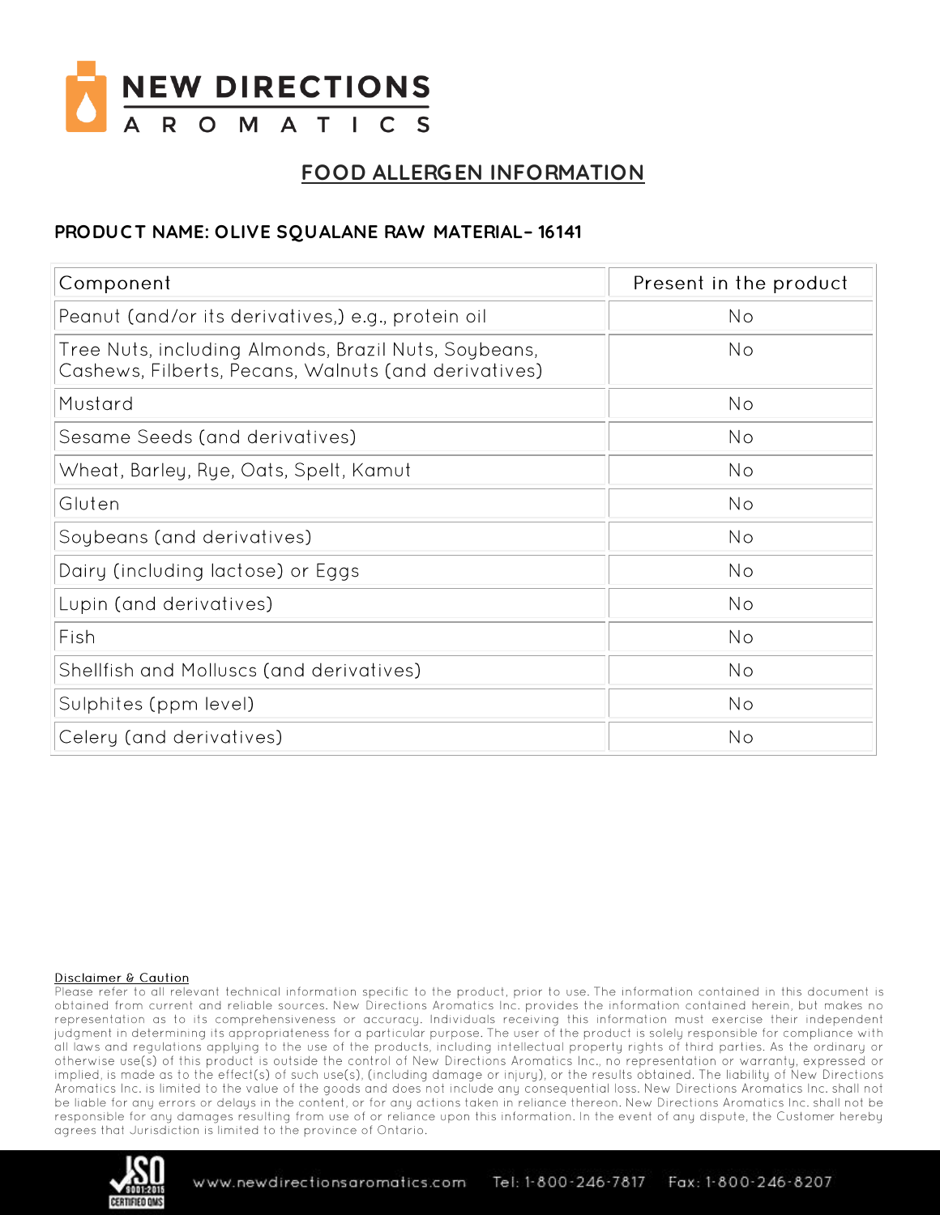# NEW DIRECTIONS AROMATICS

## FOOD ALLERGEN INFORMATION

**PRODUCT NAME: OLIVE SQUALANE RAW MATERIAL– 16141**

| Component | Present in the product |
|---|---|
| Peanut (and/or its derivatives,) e.g., protein oil | No |
| Tree Nuts, including Almonds, Brazil Nuts, Soybeans, Cashews, Filberts, Pecans, Walnuts (and derivatives) | No |
| Mustard | No |
| Sesame Seeds (and derivatives) | No |
| Wheat, Barley, Rye, Oats, Spelt, Kamut | No |
| Gluten | No |
| Soybeans (and derivatives) | No |
| Dairy (including lactose) or Eggs | No |
| Lupin (and derivatives) | No |
| Fish | No |
| Shellfish and Molluscs (and derivatives) | No |
| Sulphites (ppm level) | No |
| Celery (and derivatives) | No |

Disclaimer & Caution

Please refer to all relevant technical information specific to the product, prior to use. The information contained in this document is obtained from current and reliable sources. New Directions Aromatics Inc. provides the information contained herein, but makes no representation as to its comprehensiveness or accuracy. Individuals receiving this information must exercise their independent judgment in determining its appropriateness for a particular purpose. The user of the product is solely responsible for compliance with all laws and regulations applying to the use of the products, including intellectual property rights of third parties. As the ordinary or otherwise use(s) of this product is outside the control of New Directions Aromatics Inc., no representation or warranty, expressed or implied, is made as to the effect(s) of such use(s), (including damage or injury), or the results obtained. The liability of New Directions Aromatics Inc. is limited to the value of the goods and does not include any consequential loss. New Directions Aromatics Inc. shall not be liable for any errors or delays in the content, or for any actions taken in reliance thereon. New Directions Aromatics Inc. shall not be responsible for any damages resulting from use of or reliance upon this information. In the event of any dispute, the Customer hereby agrees that Jurisdiction is limited to the province of Ontario.

www.newdirectionsaromatics.com Tel: 1-800-246-7817 Fax: 1-800-246-8207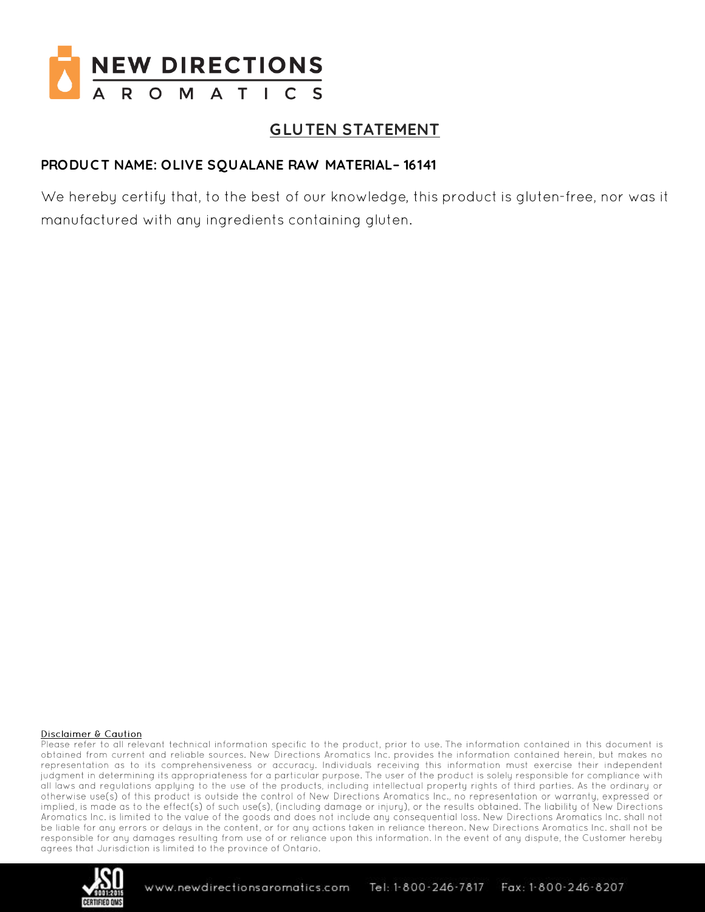# GLUTEN STATEMENT

**PRODUCT NAME: OLIVE SQUALANE RAW MATERIAL– 16141**

We hereby certify that, to the best of our knowledge, this product is gluten-free, nor was it manufactured with any ingredients containing gluten.

Disclaimer & Caution

Please refer to all relevant technical information specific to the product, prior to use. The information contained in this document is obtained from current and reliable sources. New Directions Aromatics Inc. provides the information contained herein, but makes no representation as to its comprehensiveness or accuracy. Individuals receiving this information must exercise their independent judgment in determining its appropriateness for a particular purpose. The user of the product is solely responsible for compliance with all laws and regulations applying to the use of the products, including intellectual property rights of third parties. As the ordinary or otherwise use(s) of this product is outside the control of New Directions Aromatics Inc., no representation or warranty, expressed or implied, is made as to the effect(s) of such use(s), (including damage or injury), or the results obtained. The liability of New Directions Aromatics Inc. is limited to the value of the goods and does not include any consequential loss. New Directions Aromatics Inc. shall not be liable for any errors or delays in the content, or for any actions taken in reliance thereon. New Directions Aromatics Inc. shall not be responsible for any damages resulting from use of or reliance upon this information. In the event of any dispute, the Customer hereby agrees that Jurisdiction is limited to the province of Ontario.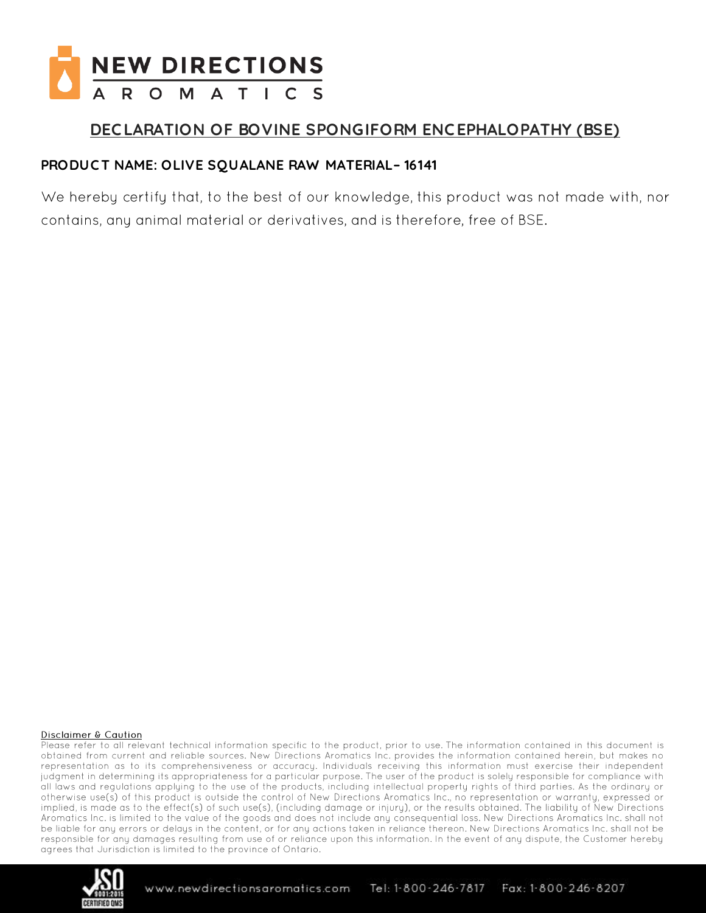# DECLARATION OF BOVINE SPONGIFORM ENCEPHALOPATHY (BSE)

**PRODUCT NAME: OLIVE SQUALANE RAW MATERIAL– 16141**

We hereby certify that, to the best of our knowledge, this product was not made with, nor contains, any animal material or derivatives, and is therefore, free of BSE.

Disclaimer & Caution

Please refer to all relevant technical information specific to the product, prior to use. The information contained in this document is obtained from current and reliable sources. New Directions Aromatics Inc. provides the information contained herein, but makes no representation as to its comprehensiveness or accuracy. Individuals receiving this information must exercise their independent judgment in determining its appropriateness for a particular purpose. The user of the product is solely responsible for compliance with all laws and regulations applying to the use of the products, including intellectual property rights of third parties. As the ordinary or otherwise use(s) of this product is outside the control of New Directions Aromatics Inc., no representation or warranty, expressed or implied, is made as to the effect(s) of such use(s), (including damage or injury), or the results obtained. The liability of New Directions Aromatics Inc. is limited to the value of the goods and does not include any consequential loss. New Directions Aromatics Inc. shall not be liable for any errors or delays in the content, or for any actions taken in reliance thereon. New Directions Aromatics Inc. shall not be responsible for any damages resulting from use of or reliance upon this information. In the event of any dispute, the Customer hereby agrees that Jurisdiction is limited to the province of Ontario.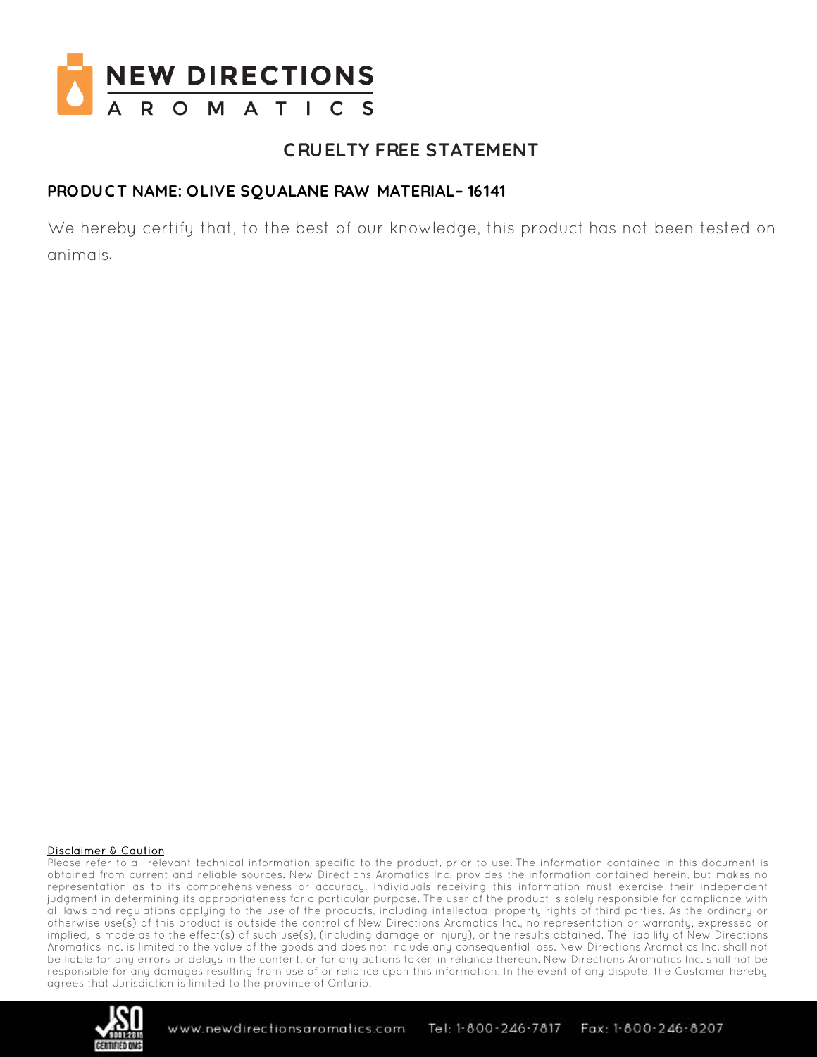# CRUELTY FREE STATEMENT

**PRODUCT NAME: OLIVE SQUALANE RAW MATERIAL– 16141**

We hereby certify that, to the best of our knowledge, this product has not been tested on animals.

Disclaimer & Caution

Please refer to all relevant technical information specific to the product, prior to use. The information contained in this document is obtained from current and reliable sources. New Directions Aromatics Inc. provides the information contained herein, but makes no representation as to its comprehensiveness or accuracy. Individuals receiving this information must exercise their independent judgment in determining its appropriateness for a particular purpose. The user of the product is solely responsible for compliance with all laws and regulations applying to the use of the products, including intellectual property rights of third parties. As the ordinary or otherwise use(s) of this product is outside the control of New Directions Aromatics Inc., no representation or warranty, expressed or implied, is made as to the effect(s) of such use(s), (including damage or injury), or the results obtained. The liability of New Directions Aromatics Inc. is limited to the value of the goods and does not include any consequential loss. New Directions Aromatics Inc. shall not be liable for any errors or delays in the content, or for any actions taken in reliance thereon. New Directions Aromatics Inc. shall not be responsible for any damages resulting from use of or reliance upon this information. In the event of any dispute, the Customer hereby agrees that Jurisdiction is limited to the province of Ontario.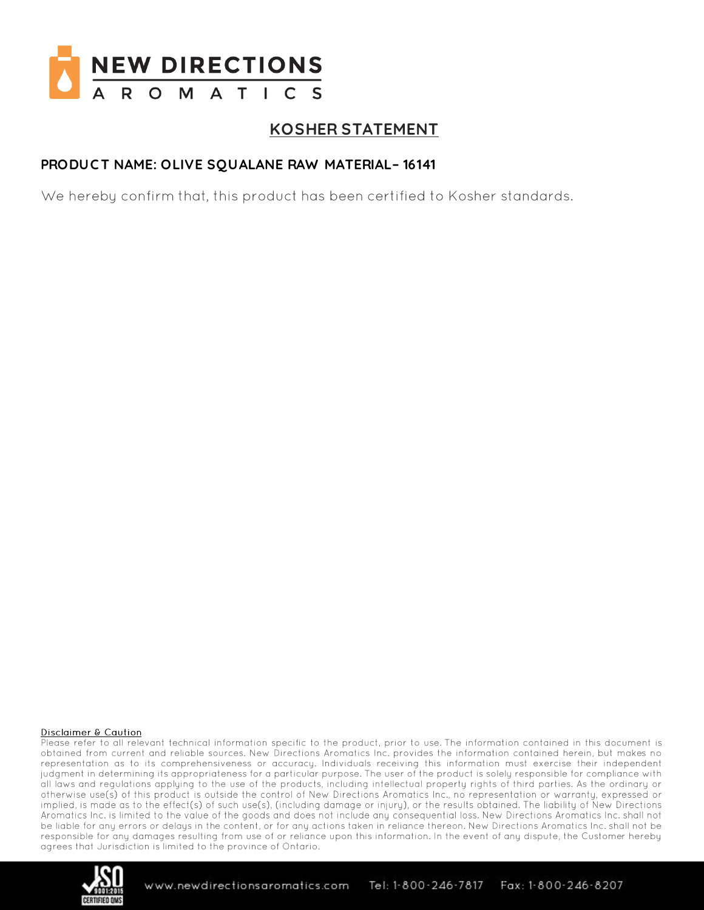# KOSHER STATEMENT

**PRODUCT NAME: OLIVE SQUALANE RAW MATERIAL– 16141**

We hereby confirm that, this product has been certified to Kosher standards.

Disclaimer & Caution

Please refer to all relevant technical information specific to the product, prior to use. The information contained in this document is obtained from current and reliable sources. New Directions Aromatics Inc. provides the information contained herein, but makes no representation as to its comprehensiveness or accuracy. Individuals receiving this information must exercise their independent judgment in determining its appropriateness for a particular purpose. The user of the product is solely responsible for compliance with all laws and regulations applying to the use of the products, including intellectual property rights of third parties. As the ordinary or otherwise use(s) of this product is outside the control of New Directions Aromatics Inc., no representation or warranty, expressed or implied, is made as to the effect(s) of such use(s), (including damage or injury), or the results obtained. The liability of New Directions Aromatics Inc. is limited to the value of the goods and does not include any consequential loss. New Directions Aromatics Inc. shall not be liable for any errors or delays in the content, or for any actions taken in reliance thereon. New Directions Aromatics Inc. shall not be responsible for any damages resulting from use of or reliance upon this information. In the event of any dispute, the Customer hereby agrees that Jurisdiction is limited to the province of Ontario.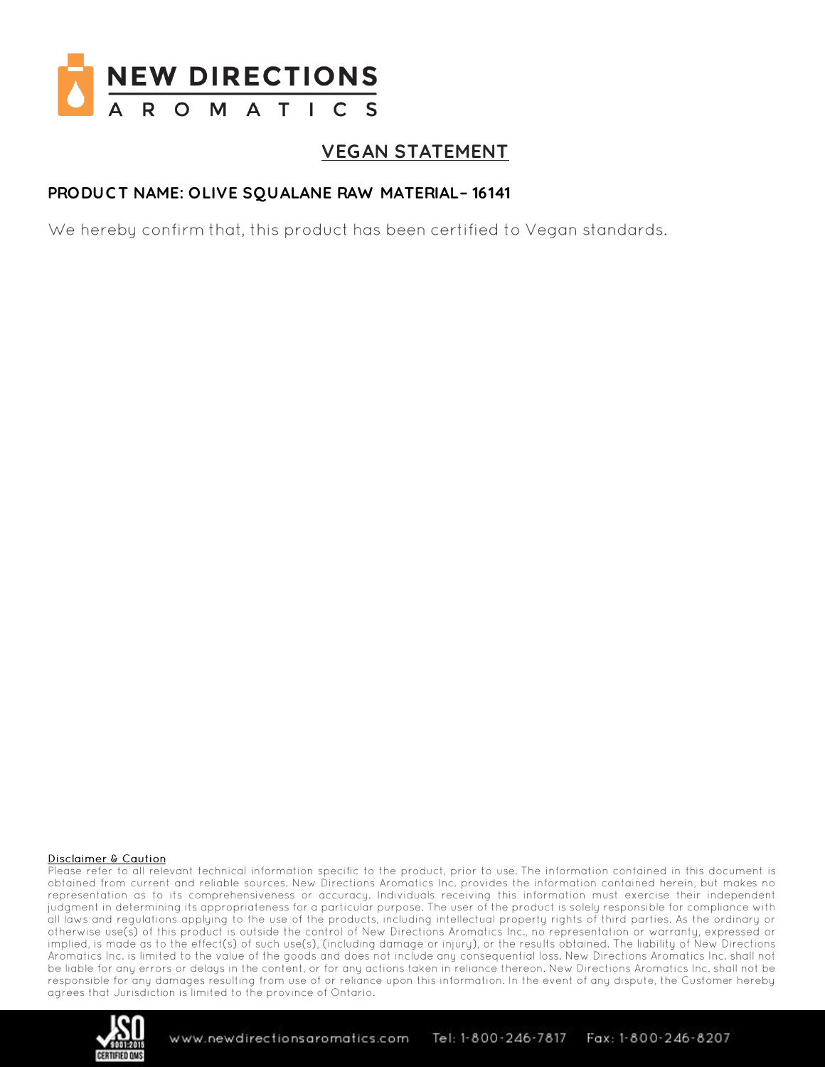# NEW DIRECTIONS AROMATICS

## VEGAN STATEMENT

**PRODUCT NAME: OLIVE SQUALANE RAW MATERIAL– 16141**

We hereby confirm that, this product has been certified to Vegan standards.

Disclaimer & Caution

Please refer to all relevant technical information specific to the product, prior to use. The information contained in this document is obtained from current and reliable sources. New Directions Aromatics Inc. provides the information contained herein, but makes no representation as to its comprehensiveness or accuracy. Individuals receiving this information must exercise their independent judgment in determining its appropriateness for a particular purpose. The user of the product is solely responsible for compliance with all laws and regulations applying to the use of the products, including intellectual property rights of third parties. As the ordinary or otherwise use(s) of this product is outside the control of New Directions Aromatics Inc., no representation or warranty, expressed or implied, is made as to the effect(s) of such use(s), (including damage or injury), or the results obtained. The liability of New Directions Aromatics Inc. is limited to the value of the goods and does not include any consequential loss. New Directions Aromatics Inc. shall not be liable for any errors or delays in the content, or for any actions taken in reliance thereon. New Directions Aromatics Inc. shall not be responsible for any damages resulting from use of or reliance upon this information. In the event of any dispute, the Customer hereby agrees that Jurisdiction is limited to the province of Ontario.

www.newdirectionsaromatics.com Tel: 1-800-246-7817 Fax: 1-800-246-8207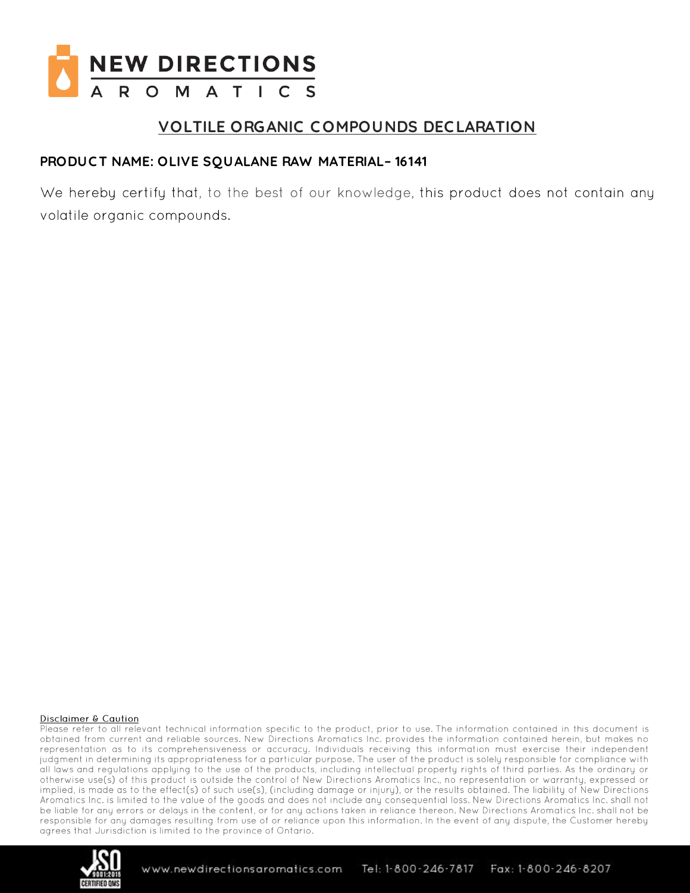# NEW DIRECTIONS AROMATICS

## VOLTILE ORGANIC COMPOUNDS DECLARATION

**PRODUCT NAME: OLIVE SQUALANE RAW MATERIAL– 16141**

We hereby certify that, to the best of our knowledge, this product does not contain any volatile organic compounds.

Disclaimer & Caution

Please refer to all relevant technical information specific to the product, prior to use. The information contained in this document is obtained from current and reliable sources. New Directions Aromatics Inc. provides the information contained herein, but makes no representation as to its comprehensiveness or accuracy. Individuals receiving this information must exercise their independent judgment in determining its appropriateness for a particular purpose. The user of the product is solely responsible for compliance with all laws and regulations applying to the use of the products, including intellectual property rights of third parties. As the ordinary or otherwise use(s) of this product is outside the control of New Directions Aromatics Inc., no representation or warranty, expressed or implied, is made as to the effect(s) of such use(s), (including damage or injury), or the results obtained. The liability of New Directions Aromatics Inc. is limited to the value of the goods and does not include any consequential loss. New Directions Aromatics Inc. shall not be liable for any errors or delays in the content, or for any actions taken in reliance thereon. New Directions Aromatics Inc. shall not be responsible for any damages resulting from use of or reliance upon this information. In the event of any dispute, the Customer hereby agrees that Jurisdiction is limited to the province of Ontario.

www.newdirectionsaromatics.com Tel: 1-800-246-7817 Fax: 1-800-246-8207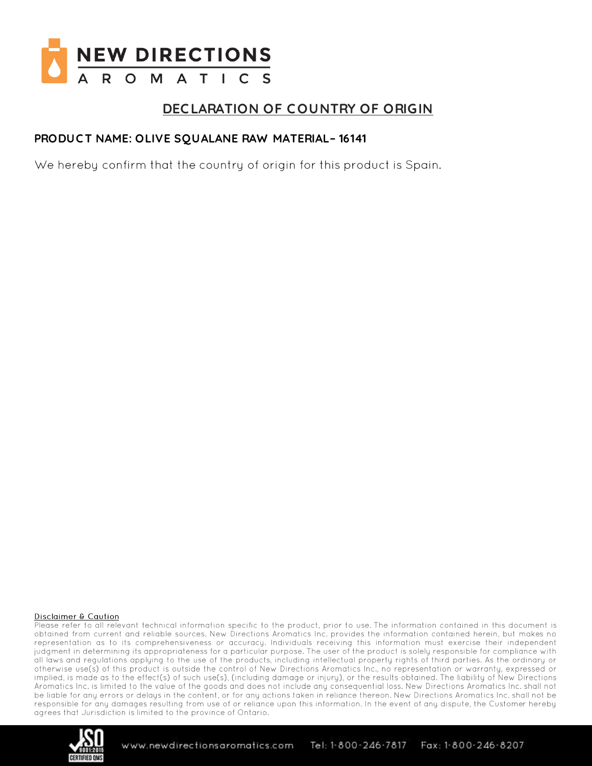# DECLARATION OF COUNTRY OF ORIGIN

**PRODUCT NAME: OLIVE SQUALANE RAW MATERIAL– 16141**

We hereby confirm that the country of origin for this product is Spain.

Disclaimer & Caution

Please refer to all relevant technical information specific to the product, prior to use. The information contained in this document is obtained from current and reliable sources. New Directions Aromatics Inc. provides the information contained herein, but makes no representation as to its comprehensiveness or accuracy. Individuals receiving this information must exercise their independent judgment in determining its appropriateness for a particular purpose. The user of the product is solely responsible for compliance with all laws and regulations applying to the use of the products, including intellectual property rights of third parties. As the ordinary or otherwise use(s) of this product is outside the control of New Directions Aromatics Inc., no representation or warranty, expressed or implied, is made as to the effect(s) of such use(s), (including damage or injury), or the results obtained. The liability of New Directions Aromatics Inc. is limited to the value of the goods and does not include any consequential loss. New Directions Aromatics Inc. shall not be liable for any errors or delays in the content, or for any actions taken in reliance thereon. New Directions Aromatics Inc. shall not be responsible for any damages resulting from use of or reliance upon this information. In the event of any dispute, the Customer hereby agrees that Jurisdiction is limited to the province of Ontario.